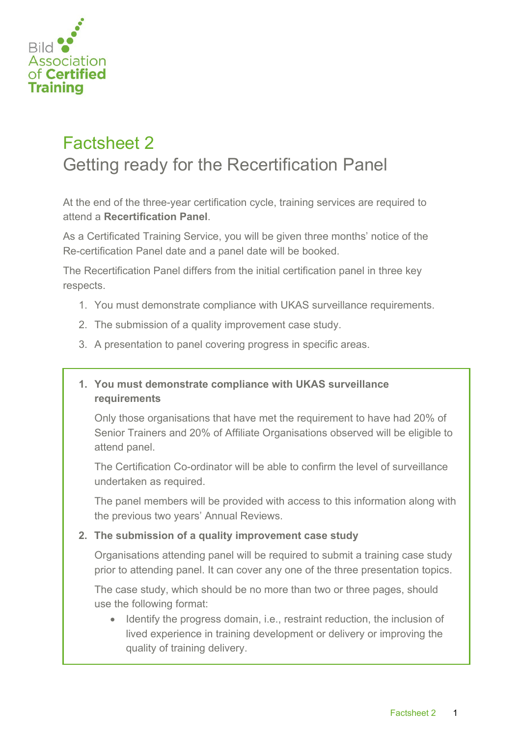Bild Association of Certified Training

# Factsheet 2

## Getting ready for the Recertification Panel

At the end of the three-year certification cycle, training services are required to attend a **Recertification Panel**.

As a Certificated Training Service, you will be given three months' notice of the Re-certification Panel date and a panel date will be booked.

The Recertification Panel differs from the initial certification panel in three key respects.

1. You must demonstrate compliance with UKAS surveillance requirements.
2. The submission of a quality improvement case study.
3. A presentation to panel covering progress in specific areas.

**1. You must demonstrate compliance with UKAS surveillance requirements**

Only those organisations that have met the requirement to have had 20% of Senior Trainers and 20% of Affiliate Organisations observed will be eligible to attend panel.

The Certification Co-ordinator will be able to confirm the level of surveillance undertaken as required.

The panel members will be provided with access to this information along with the previous two years' Annual Reviews.

**2. The submission of a quality improvement case study**

Organisations attending panel will be required to submit a training case study prior to attending panel. It can cover any one of the three presentation topics.

The case study, which should be no more than two or three pages, should use the following format:

- Identify the progress domain, i.e., restraint reduction, the inclusion of lived experience in training development or delivery or improving the quality of training delivery.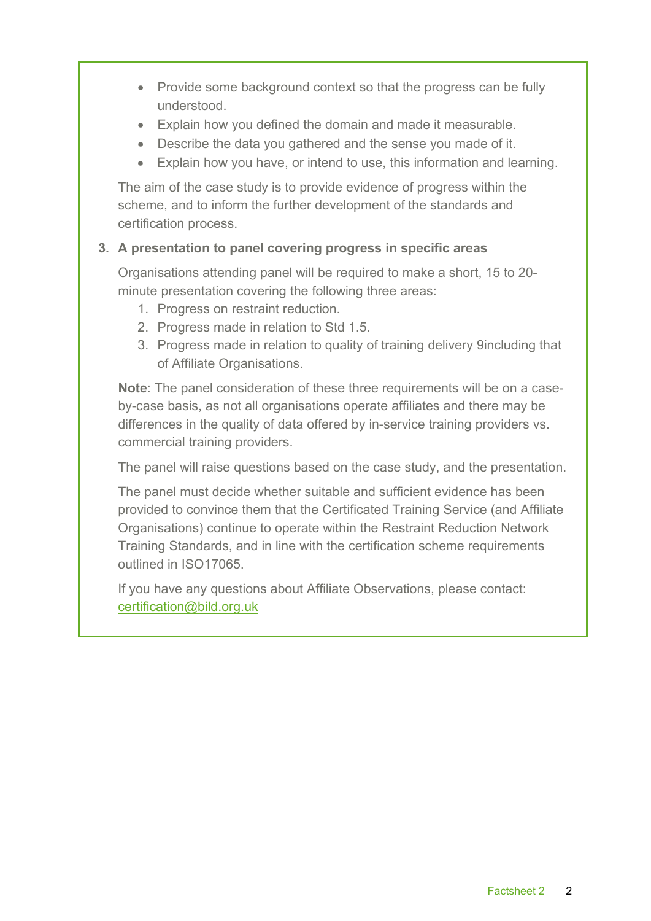- Provide some background context so that the progress can be fully understood.
- Explain how you defined the domain and made it measurable.
- Describe the data you gathered and the sense you made of it.
- Explain how you have, or intend to use, this information and learning.

The aim of the case study is to provide evidence of progress within the scheme, and to inform the further development of the standards and certification process.

3. **A presentation to panel covering progress in specific areas**

   Organisations attending panel will be required to make a short, 15 to 20-minute presentation covering the following three areas:

   1. Progress on restraint reduction.
   2. Progress made in relation to Std 1.5.
   3. Progress made in relation to quality of training delivery 9including that of Affiliate Organisations.

   **Note**: The panel consideration of these three requirements will be on a case-by-case basis, as not all organisations operate affiliates and there may be differences in the quality of data offered by in-service training providers vs. commercial training providers.

   The panel will raise questions based on the case study, and the presentation.

   The panel must decide whether suitable and sufficient evidence has been provided to convince them that the Certificated Training Service (and Affiliate Organisations) continue to operate within the Restraint Reduction Network Training Standards, and in line with the certification scheme requirements outlined in ISO17065.

   If you have any questions about Affiliate Observations, please contact: certification@bild.org.uk